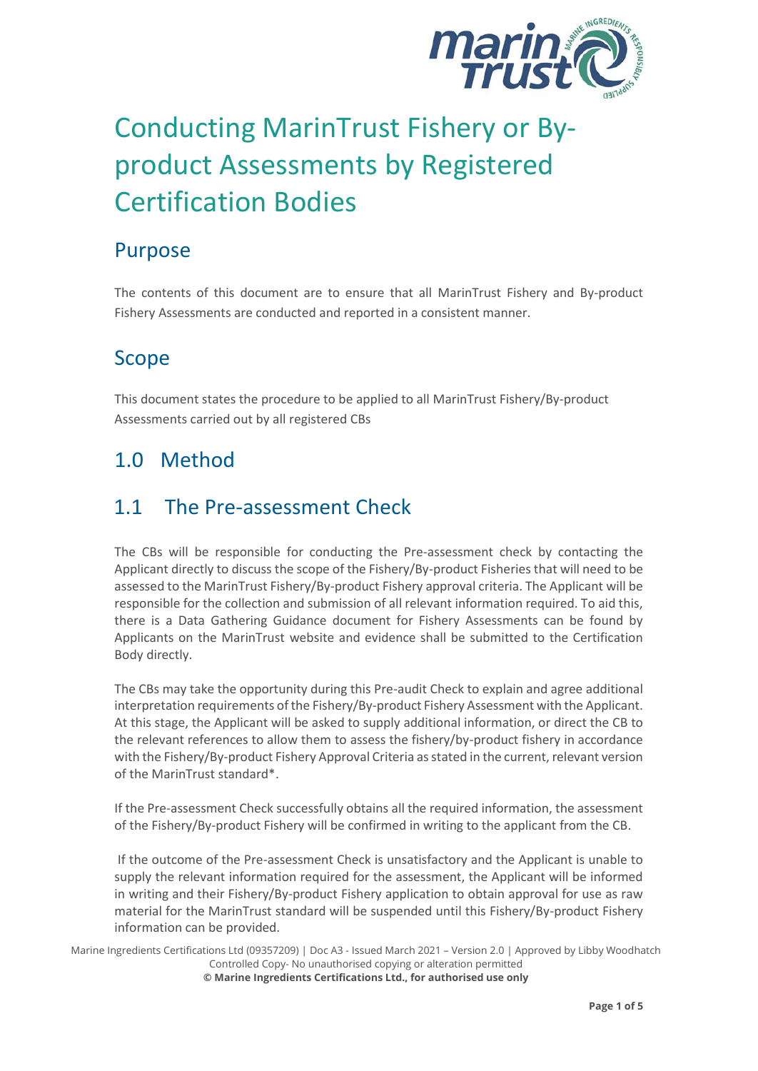# Conducting MarinTrust Fishery or By-product Assessments by Registered Certification Bodies

## Purpose

The contents of this document are to ensure that all MarinTrust Fishery and By-product Fishery Assessments are conducted and reported in a consistent manner.

## Scope

This document states the procedure to be applied to all MarinTrust Fishery/By-product Assessments carried out by all registered CBs

## 1.0 Method

## 1.1 The Pre-assessment Check

The CBs will be responsible for conducting the Pre-assessment check by contacting the Applicant directly to discuss the scope of the Fishery/By-product Fisheries that will need to be assessed to the MarinTrust Fishery/By-product Fishery approval criteria. The Applicant will be responsible for the collection and submission of all relevant information required. To aid this, there is a Data Gathering Guidance document for Fishery Assessments can be found by Applicants on the MarinTrust website and evidence shall be submitted to the Certification Body directly.

The CBs may take the opportunity during this Pre-audit Check to explain and agree additional interpretation requirements of the Fishery/By-product Fishery Assessment with the Applicant. At this stage, the Applicant will be asked to supply additional information, or direct the CB to the relevant references to allow them to assess the fishery/by-product fishery in accordance with the Fishery/By-product Fishery Approval Criteria as stated in the current, relevant version of the MarinTrust standard*.

If the Pre-assessment Check successfully obtains all the required information, the assessment of the Fishery/By-product Fishery will be confirmed in writing to the applicant from the CB.

If the outcome of the Pre-assessment Check is unsatisfactory and the Applicant is unable to supply the relevant information required for the assessment, the Applicant will be informed in writing and their Fishery/By-product Fishery application to obtain approval for use as raw material for the MarinTrust standard will be suspended until this Fishery/By-product Fishery information can be provided.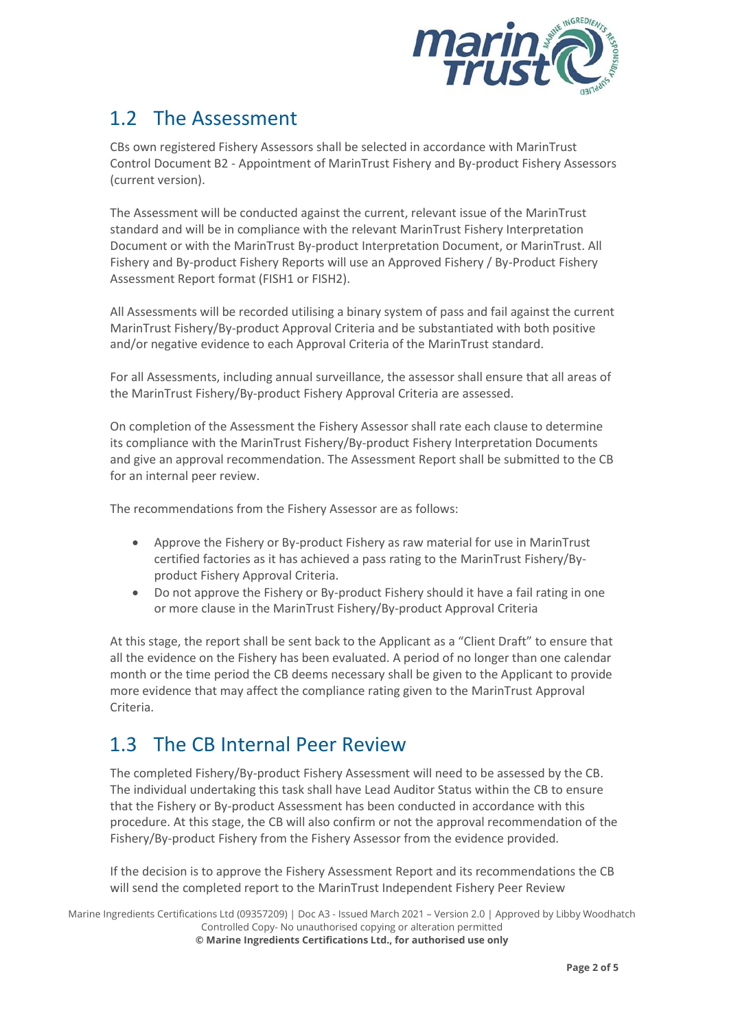## 1.2 The Assessment

CBs own registered Fishery Assessors shall be selected in accordance with MarinTrust Control Document B2 - Appointment of MarinTrust Fishery and By-product Fishery Assessors (current version).

The Assessment will be conducted against the current, relevant issue of the MarinTrust standard and will be in compliance with the relevant MarinTrust Fishery Interpretation Document or with the MarinTrust By-product Interpretation Document, or MarinTrust. All Fishery and By-product Fishery Reports will use an Approved Fishery / By-Product Fishery Assessment Report format (FISH1 or FISH2).

All Assessments will be recorded utilising a binary system of pass and fail against the current MarinTrust Fishery/By-product Approval Criteria and be substantiated with both positive and/or negative evidence to each Approval Criteria of the MarinTrust standard.

For all Assessments, including annual surveillance, the assessor shall ensure that all areas of the MarinTrust Fishery/By-product Fishery Approval Criteria are assessed.

On completion of the Assessment the Fishery Assessor shall rate each clause to determine its compliance with the MarinTrust Fishery/By-product Fishery Interpretation Documents and give an approval recommendation. The Assessment Report shall be submitted to the CB for an internal peer review.

The recommendations from the Fishery Assessor are as follows:

- Approve the Fishery or By-product Fishery as raw material for use in MarinTrust certified factories as it has achieved a pass rating to the MarinTrust Fishery/By-product Fishery Approval Criteria.
- Do not approve the Fishery or By-product Fishery should it have a fail rating in one or more clause in the MarinTrust Fishery/By-product Approval Criteria

At this stage, the report shall be sent back to the Applicant as a "Client Draft" to ensure that all the evidence on the Fishery has been evaluated. A period of no longer than one calendar month or the time period the CB deems necessary shall be given to the Applicant to provide more evidence that may affect the compliance rating given to the MarinTrust Approval Criteria.

## 1.3 The CB Internal Peer Review

The completed Fishery/By-product Fishery Assessment will need to be assessed by the CB. The individual undertaking this task shall have Lead Auditor Status within the CB to ensure that the Fishery or By-product Assessment has been conducted in accordance with this procedure. At this stage, the CB will also confirm or not the approval recommendation of the Fishery/By-product Fishery from the Fishery Assessor from the evidence provided.

If the decision is to approve the Fishery Assessment Report and its recommendations the CB will send the completed report to the MarinTrust Independent Fishery Peer Review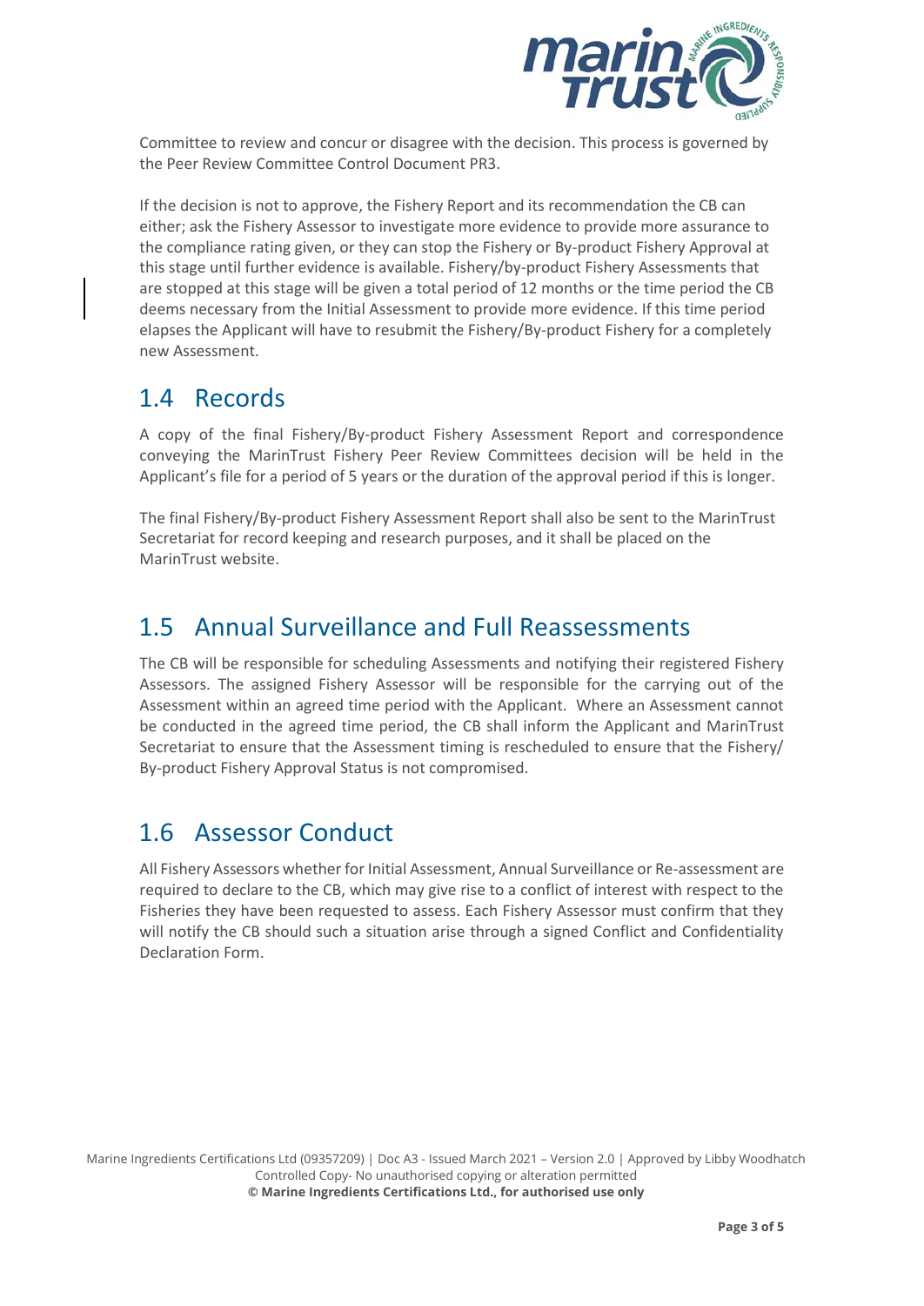Committee to review and concur or disagree with the decision. This process is governed by the Peer Review Committee Control Document PR3.

If the decision is not to approve, the Fishery Report and its recommendation the CB can either; ask the Fishery Assessor to investigate more evidence to provide more assurance to the compliance rating given, or they can stop the Fishery or By-product Fishery Approval at this stage until further evidence is available. Fishery/by-product Fishery Assessments that are stopped at this stage will be given a total period of 12 months or the time period the CB deems necessary from the Initial Assessment to provide more evidence. If this time period elapses the Applicant will have to resubmit the Fishery/By-product Fishery for a completely new Assessment.

## 1.4 Records

A copy of the final Fishery/By-product Fishery Assessment Report and correspondence conveying the MarinTrust Fishery Peer Review Committees decision will be held in the Applicant's file for a period of 5 years or the duration of the approval period if this is longer.

The final Fishery/By-product Fishery Assessment Report shall also be sent to the MarinTrust Secretariat for record keeping and research purposes, and it shall be placed on the MarinTrust website.

## 1.5 Annual Surveillance and Full Reassessments

The CB will be responsible for scheduling Assessments and notifying their registered Fishery Assessors. The assigned Fishery Assessor will be responsible for the carrying out of the Assessment within an agreed time period with the Applicant. Where an Assessment cannot be conducted in the agreed time period, the CB shall inform the Applicant and MarinTrust Secretariat to ensure that the Assessment timing is rescheduled to ensure that the Fishery/ By-product Fishery Approval Status is not compromised.

## 1.6 Assessor Conduct

All Fishery Assessors whether for Initial Assessment, Annual Surveillance or Re-assessment are required to declare to the CB, which may give rise to a conflict of interest with respect to the Fisheries they have been requested to assess. Each Fishery Assessor must confirm that they will notify the CB should such a situation arise through a signed Conflict and Confidentiality Declaration Form.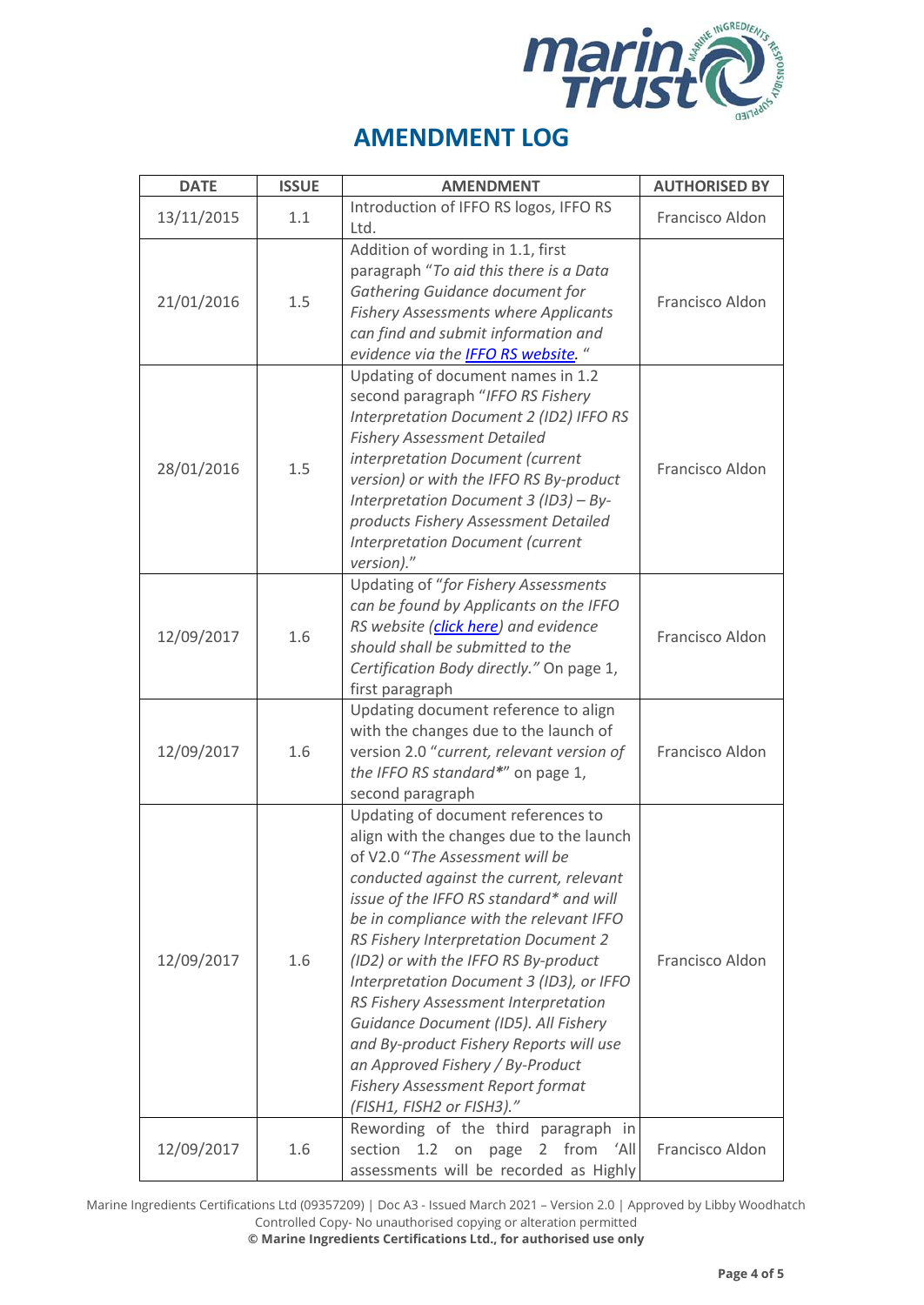# AMENDMENT LOG

| DATE | ISSUE | AMENDMENT | AUTHORISED BY |
|---|---|---|---|
| 13/11/2015 | 1.1 | Introduction of IFFO RS logos, IFFO RS Ltd. | Francisco Aldon |
| 21/01/2016 | 1.5 | Addition of wording in 1.1, first paragraph "*To aid this there is a Data Gathering Guidance document for Fishery Assessments where Applicants can find and submit information and evidence via the [IFFO RS website](). "* | Francisco Aldon |
| 28/01/2016 | 1.5 | Updating of document names in 1.2 second paragraph "*IFFO RS Fishery Interpretation Document 2 (ID2) IFFO RS Fishery Assessment Detailed interpretation Document (current version) or with the IFFO RS By-product Interpretation Document 3 (ID3) – By-products Fishery Assessment Detailed Interpretation Document (current version).*" | Francisco Aldon |
| 12/09/2017 | 1.6 | Updating of "*for Fishery Assessments can be found by Applicants on the IFFO RS website ([click here]()) and evidence should shall be submitted to the Certification Body directly.*" On page 1, first paragraph | Francisco Aldon |
| 12/09/2017 | 1.6 | Updating document reference to align with the changes due to the launch of version 2.0 "*current, relevant version of the IFFO RS standard**" on page 1, second paragraph | Francisco Aldon |
| 12/09/2017 | 1.6 | Updating of document references to align with the changes due to the launch of V2.0 "*The Assessment will be conducted against the current, relevant issue of the IFFO RS standard* and will be in compliance with the relevant IFFO RS Fishery Interpretation Document 2 (ID2) or with the IFFO RS By-product Interpretation Document 3 (ID3), or IFFO RS Fishery Assessment Interpretation Guidance Document (ID5). All Fishery and By-product Fishery Reports will use an Approved Fishery / By-Product Fishery Assessment Report format (FISH1, FISH2 or FISH3).*" | Francisco Aldon |
| 12/09/2017 | 1.6 | Rewording of the third paragraph in section 1.2 on page 2 from 'All assessments will be recorded as Highly | Francisco Aldon |

Marine Ingredients Certifications Ltd (09357209) | Doc A3 - Issued March 2021 – Version 2.0 | Approved by Libby Woodhatch
Controlled Copy- No unauthorised copying or alteration permitted
**© Marine Ingredients Certifications Ltd., for authorised use only**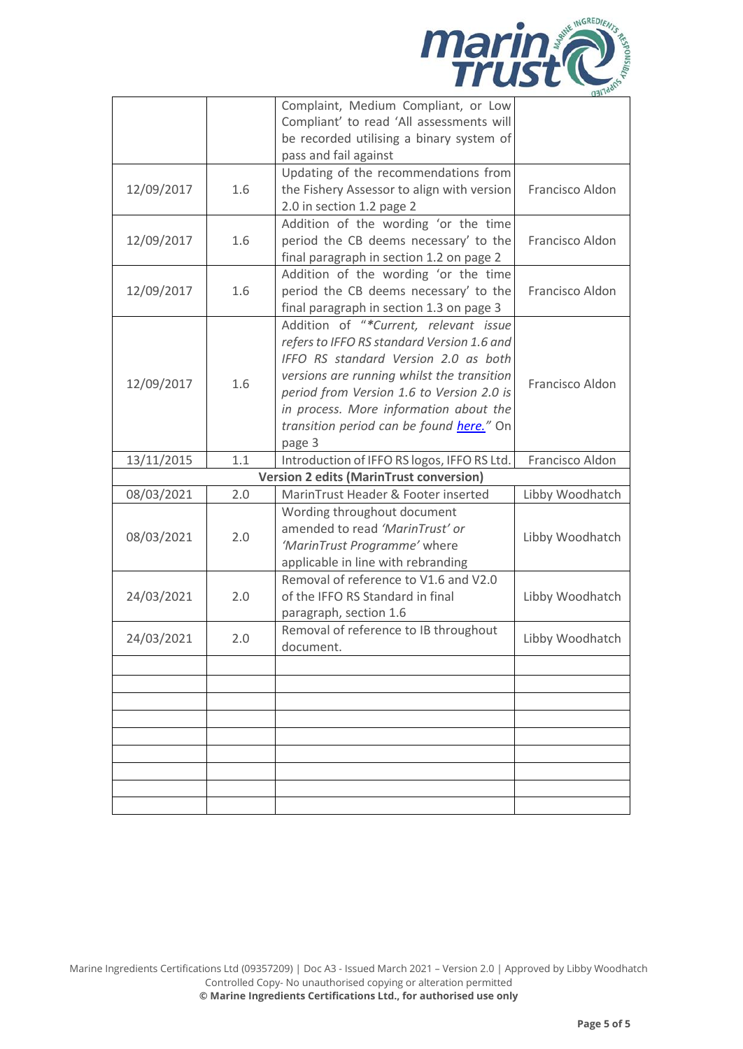| | | | |
|---|---|---|---|
| | | Complaint, Medium Compliant, or Low Compliant' to read 'All assessments will be recorded utilising a binary system of pass and fail against | |
| 12/09/2017 | 1.6 | Updating of the recommendations from the Fishery Assessor to align with version 2.0 in section 1.2 page 2 | Francisco Aldon |
| 12/09/2017 | 1.6 | Addition of the wording 'or the time period the CB deems necessary' to the final paragraph in section 1.2 on page 2 | Francisco Aldon |
| 12/09/2017 | 1.6 | Addition of the wording 'or the time period the CB deems necessary' to the final paragraph in section 1.3 on page 3 | Francisco Aldon |
| 12/09/2017 | 1.6 | Addition of "*\*Current, relevant issue refers to IFFO RS standard Version 1.6 and IFFO RS standard Version 2.0 as both versions are running whilst the transition period from Version 1.6 to Version 2.0 is in process. More information about the transition period can be found here.*" On page 3 | Francisco Aldon |
| 13/11/2015 | 1.1 | Introduction of IFFO RS logos, IFFO RS Ltd. | Francisco Aldon |
| **Version 2 edits (MarinTrust conversion)** | | | |
| 08/03/2021 | 2.0 | MarinTrust Header & Footer inserted | Libby Woodhatch |
| 08/03/2021 | 2.0 | Wording throughout document amended to read *'MarinTrust' or 'MarinTrust Programme'* where applicable in line with rebranding | Libby Woodhatch |
| 24/03/2021 | 2.0 | Removal of reference to V1.6 and V2.0 of the IFFO RS Standard in final paragraph, section 1.6 | Libby Woodhatch |
| 24/03/2021 | 2.0 | Removal of reference to IB throughout document. | Libby Woodhatch |
| | | | |
| | | | |
| | | | |
| | | | |
| | | | |
| | | | |
| | | | |
| | | | |
| | | | |